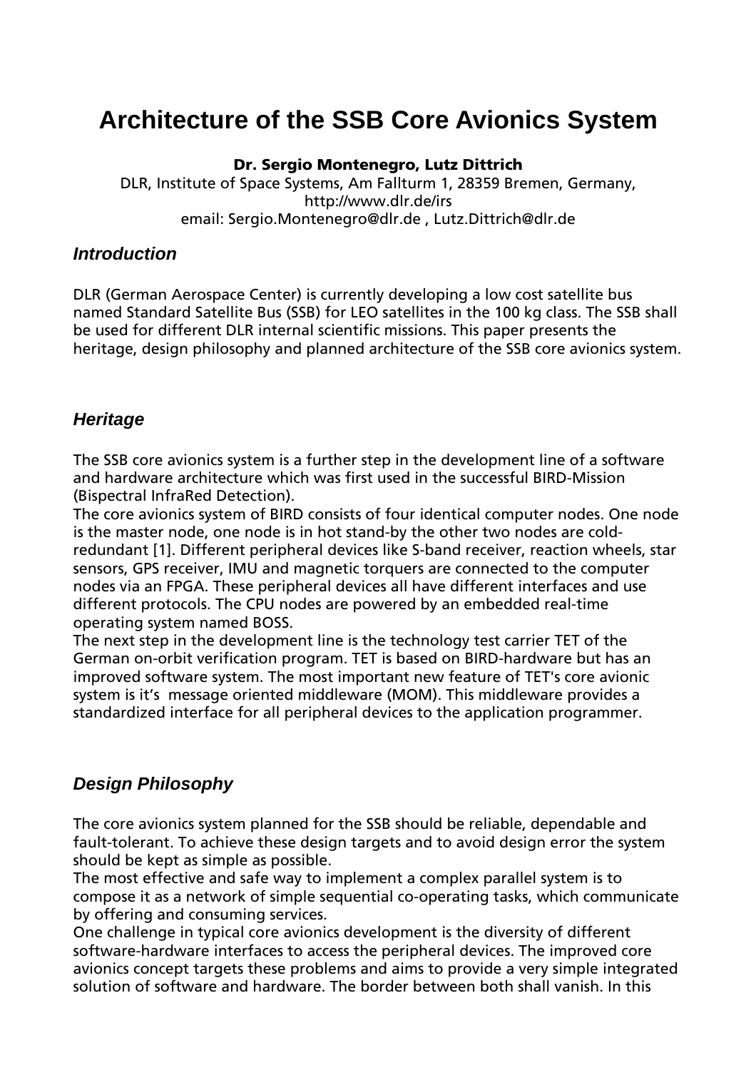# Architecture of the SSB Core Avionics System

**Dr. Sergio Montenegro, Lutz Dittrich**

DLR, Institute of Space Systems, Am Fallturm 1, 28359 Bremen, Germany,
http://www.dlr.de/irs
email: Sergio.Montenegro@dlr.de , Lutz.Dittrich@dlr.de

## *Introduction*

DLR (German Aerospace Center) is currently developing a low cost satellite bus named Standard Satellite Bus (SSB) for LEO satellites in the 100 kg class. The SSB shall be used for different DLR internal scientific missions. This paper presents the heritage, design philosophy and planned architecture of the SSB core avionics system.

## *Heritage*

The SSB core avionics system is a further step in the development line of a software and hardware architecture which was first used in the successful BIRD-Mission (Bispectral InfraRed Detection).
The core avionics system of BIRD consists of four identical computer nodes. One node is the master node, one node is in hot stand-by the other two nodes are cold-redundant [1]. Different peripheral devices like S-band receiver, reaction wheels, star sensors, GPS receiver, IMU and magnetic torquers are connected to the computer nodes via an FPGA. These peripheral devices all have different interfaces and use different protocols. The CPU nodes are powered by an embedded real-time operating system named BOSS.
The next step in the development line is the technology test carrier TET of the German on-orbit verification program. TET is based on BIRD-hardware but has an improved software system. The most important new feature of TET's core avionic system is it's message oriented middleware (MOM). This middleware provides a standardized interface for all peripheral devices to the application programmer.

## *Design Philosophy*

The core avionics system planned for the SSB should be reliable, dependable and fault-tolerant. To achieve these design targets and to avoid design error the system should be kept as simple as possible.
The most effective and safe way to implement a complex parallel system is to compose it as a network of simple sequential co-operating tasks, which communicate by offering and consuming services.
One challenge in typical core avionics development is the diversity of different software-hardware interfaces to access the peripheral devices. The improved core avionics concept targets these problems and aims to provide a very simple integrated solution of software and hardware. The border between both shall vanish. In this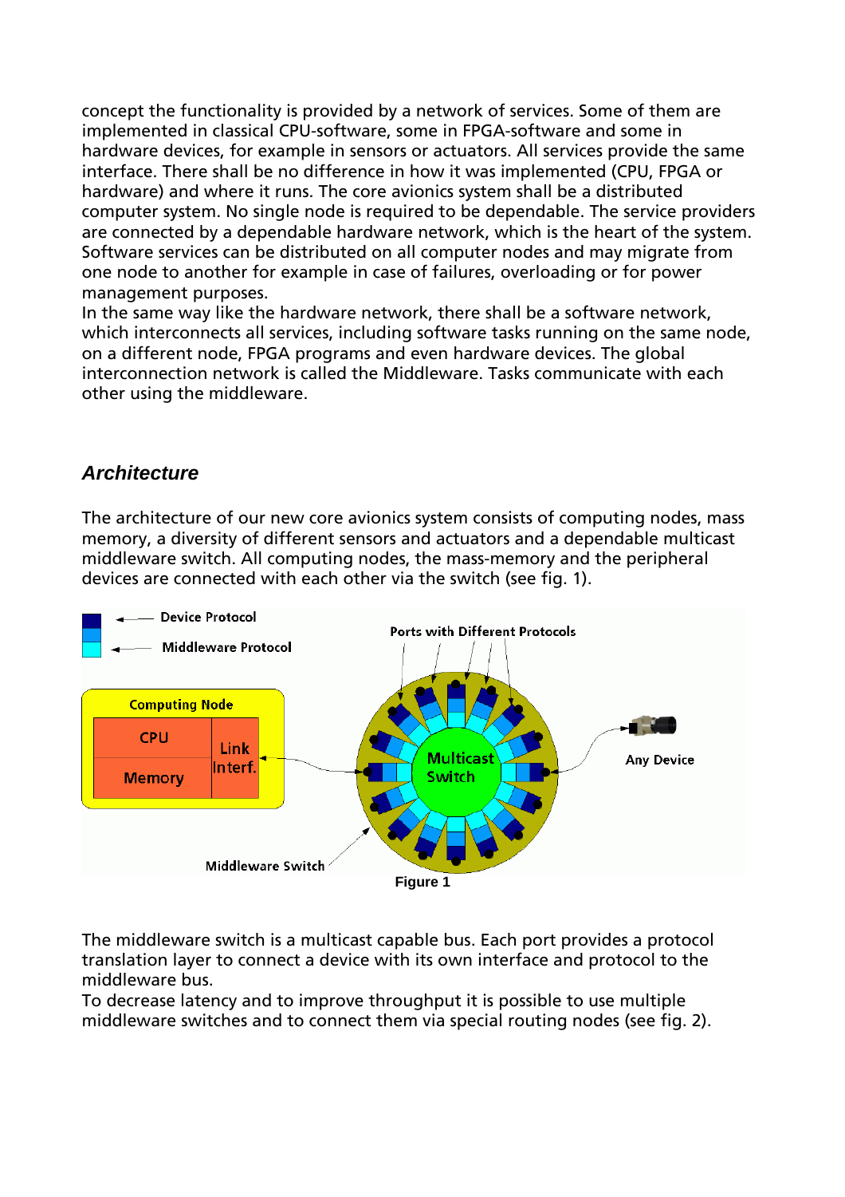concept the functionality is provided by a network of services. Some of them are implemented in classical CPU-software, some in FPGA-software and some in hardware devices, for example in sensors or actuators. All services provide the same interface. There shall be no difference in how it was implemented (CPU, FPGA or hardware) and where it runs. The core avionics system shall be a distributed computer system. No single node is required to be dependable. The service providers are connected by a dependable hardware network, which is the heart of the system. Software services can be distributed on all computer nodes and may migrate from one node to another for example in case of failures, overloading or for power management purposes.
In the same way like the hardware network, there shall be a software network, which interconnects all services, including software tasks running on the same node, on a different node, FPGA programs and even hardware devices. The global interconnection network is called the Middleware. Tasks communicate with each other using the middleware.

### *Architecture*

The architecture of our new core avionics system consists of computing nodes, mass memory, a diversity of different sensors and actuators and a dependable multicast middleware switch. All computing nodes, the mass-memory and the peripheral devices are connected with each other via the switch (see fig. 1).

Figure 1

The middleware switch is a multicast capable bus. Each port provides a protocol translation layer to connect a device with its own interface and protocol to the middleware bus.
To decrease latency and to improve throughput it is possible to use multiple middleware switches and to connect them via special routing nodes (see fig. 2).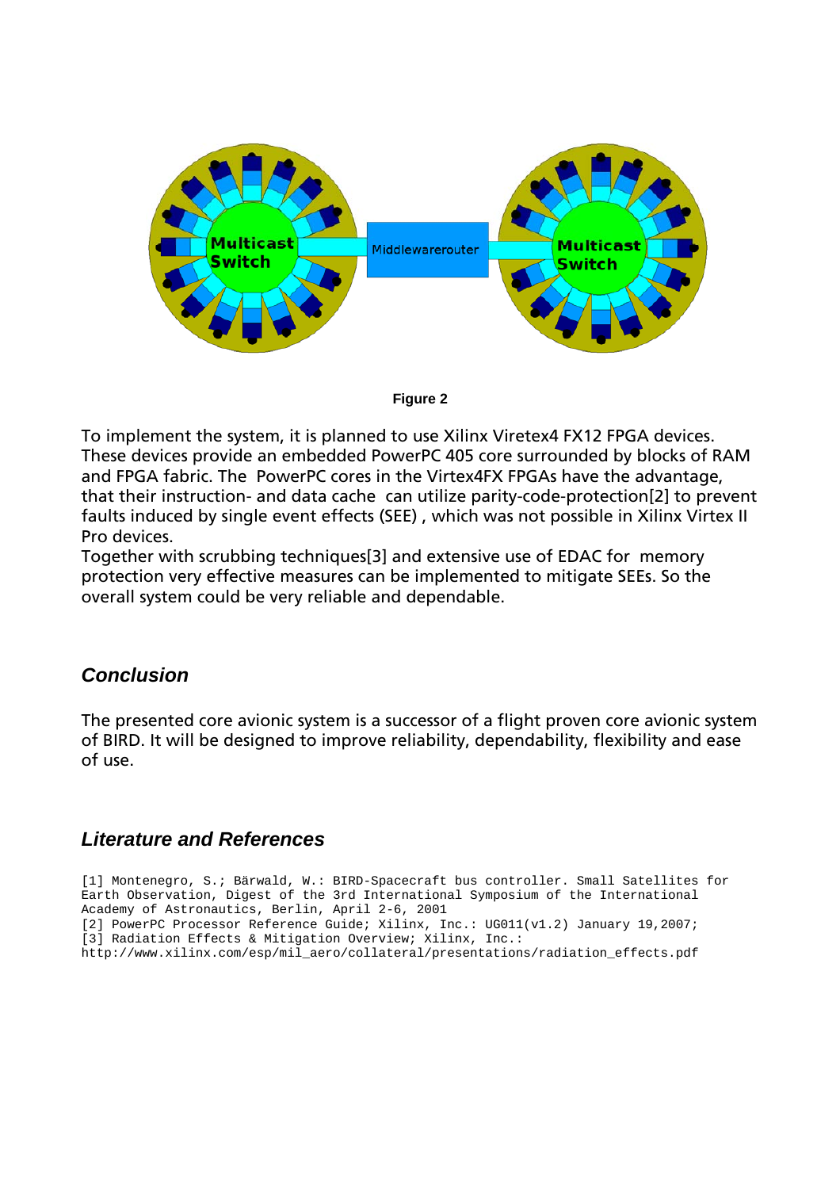Multicast Switch

Middlewarerouter

Multicast Switch

Figure 2

To implement the system, it is planned to use Xilinx Viretex4 FX12 FPGA devices. These devices provide an embedded PowerPC 405 core surrounded by blocks of RAM and FPGA fabric. The PowerPC cores in the Virtex4FX FPGAs have the advantage, that their instruction- and data cache can utilize parity-code-protection[2] to prevent faults induced by single event effects (SEE) , which was not possible in Xilinx Virtex II Pro devices.
Together with scrubbing techniques[3] and extensive use of EDAC for memory protection very effective measures can be implemented to mitigate SEEs. So the overall system could be very reliable and dependable.

## *Conclusion*

The presented core avionic system is a successor of a flight proven core avionic system of BIRD. It will be designed to improve reliability, dependability, flexibility and ease of use.

## *Literature and References*

[1] Montenegro, S.; Bärwald, W.: BIRD-Spacecraft bus controller. Small Satellites for Earth Observation, Digest of the 3rd International Symposium of the International Academy of Astronautics, Berlin, April 2-6, 2001
[2] PowerPC Processor Reference Guide; Xilinx, Inc.: UG011(v1.2) January 19,2007;
[3] Radiation Effects & Mitigation Overview; Xilinx, Inc.: http://www.xilinx.com/esp/mil_aero/collateral/presentations/radiation_effects.pdf